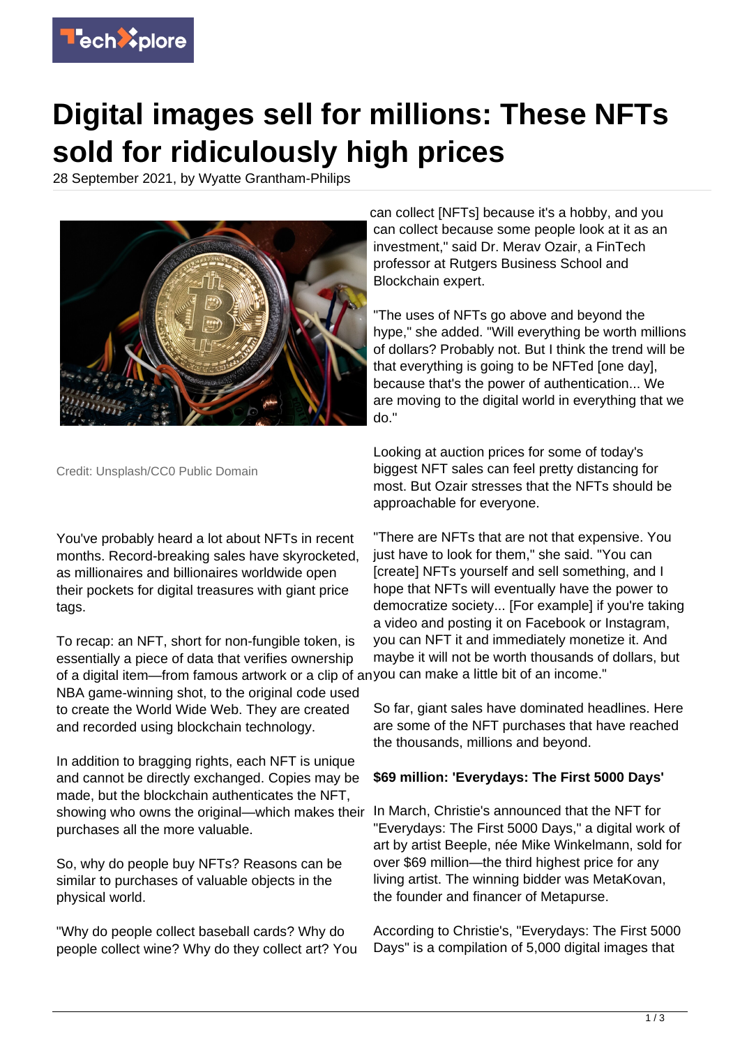# Digital images sell for millions: These NFTs sold for ridiculously high prices

28 September 2021, by Wyatte Grantham-Philips

Credit: Unsplash/CC0 Public Domain

You've probably heard a lot about NFTs in recent months. Record-breaking sales have skyrocketed, as millionaires and billionaires worldwide open their pockets for digital treasures with giant price tags.

To recap: an NFT, short for non-fungible token, is essentially a piece of data that verifies ownership of a digital item—from famous artwork or a clip of an NBA game-winning shot, to the original code used to create the World Wide Web. They are created and recorded using blockchain technology.

In addition to bragging rights, each NFT is unique and cannot be directly exchanged. Copies may be made, but the blockchain authenticates the NFT, showing who owns the original—which makes their purchases all the more valuable.

So, why do people buy NFTs? Reasons can be similar to purchases of valuable objects in the physical world.

"Why do people collect baseball cards? Why do people collect wine? Why do they collect art? You can collect [NFTs] because it's a hobby, and you can collect because some people look at it as an investment," said Dr. Merav Ozair, a FinTech professor at Rutgers Business School and Blockchain expert.

"The uses of NFTs go above and beyond the hype," she added. "Will everything be worth millions of dollars? Probably not. But I think the trend will be that everything is going to be NFTed [one day], because that's the power of authentication... We are moving to the digital world in everything that we do."

Looking at auction prices for some of today's biggest NFT sales can feel pretty distancing for most. But Ozair stresses that the NFTs should be approachable for everyone.

"There are NFTs that are not that expensive. You just have to look for them," she said. "You can [create] NFTs yourself and sell something, and I hope that NFTs will eventually have the power to democratize society... [For example] if you're taking a video and posting it on Facebook or Instagram, you can NFT it and immediately monetize it. And maybe it will not be worth thousands of dollars, but you can make a little bit of an income."

So far, giant sales have dominated headlines. Here are some of the NFT purchases that have reached the thousands, millions and beyond.

**$69 million: 'Everydays: The First 5000 Days'**

In March, Christie's announced that the NFT for "Everydays: The First 5000 Days," a digital work of art by artist Beeple, née Mike Winkelmann, sold for over $69 million—the third highest price for any living artist. The winning bidder was MetaKovan, the founder and financer of Metapurse.

According to Christie's, "Everydays: The First 5000 Days" is a compilation of 5,000 digital images that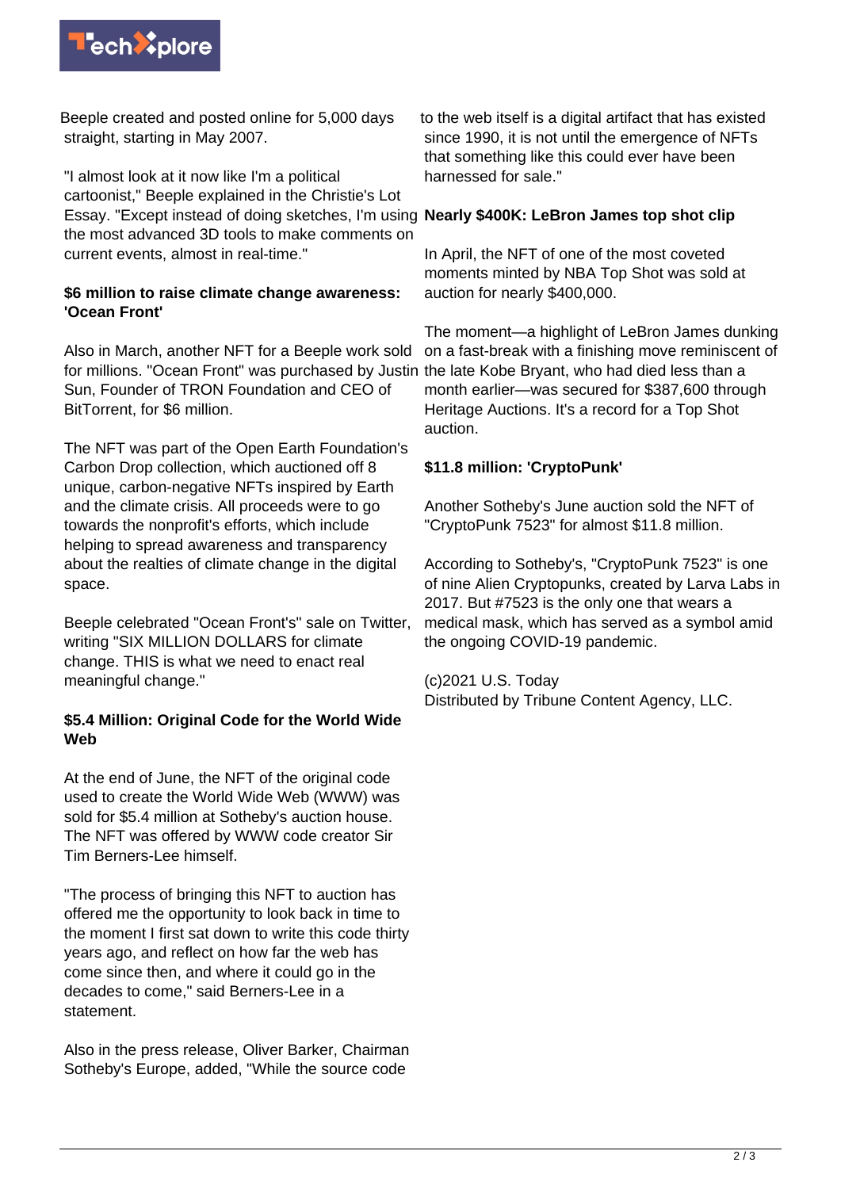Beeple created and posted online for 5,000 days straight, starting in May 2007.

"I almost look at it now like I'm a political cartoonist," Beeple explained in the Christie's Lot Essay. "Except instead of doing sketches, I'm using the most advanced 3D tools to make comments on current events, almost in real-time."

**$6 million to raise climate change awareness: 'Ocean Front'**

Also in March, another NFT for a Beeple work sold for millions. "Ocean Front" was purchased by Justin Sun, Founder of TRON Foundation and CEO of BitTorrent, for $6 million.

The NFT was part of the Open Earth Foundation's Carbon Drop collection, which auctioned off 8 unique, carbon-negative NFTs inspired by Earth and the climate crisis. All proceeds were to go towards the nonprofit's efforts, which include helping to spread awareness and transparency about the realties of climate change in the digital space.

Beeple celebrated "Ocean Front's" sale on Twitter, writing "SIX MILLION DOLLARS for climate change. THIS is what we need to enact real meaningful change."

**$5.4 Million: Original Code for the World Wide Web**

At the end of June, the NFT of the original code used to create the World Wide Web (WWW) was sold for $5.4 million at Sotheby's auction house. The NFT was offered by WWW code creator Sir Tim Berners-Lee himself.

"The process of bringing this NFT to auction has offered me the opportunity to look back in time to the moment I first sat down to write this code thirty years ago, and reflect on how far the web has come since then, and where it could go in the decades to come," said Berners-Lee in a statement.

Also in the press release, Oliver Barker, Chairman Sotheby's Europe, added, "While the source code to the web itself is a digital artifact that has existed since 1990, it is not until the emergence of NFTs that something like this could ever have been harnessed for sale."

**Nearly $400K: LeBron James top shot clip**

In April, the NFT of one of the most coveted moments minted by NBA Top Shot was sold at auction for nearly $400,000.

The moment—a highlight of LeBron James dunking on a fast-break with a finishing move reminiscent of the late Kobe Bryant, who had died less than a month earlier—was secured for $387,600 through Heritage Auctions. It's a record for a Top Shot auction.

**$11.8 million: 'CryptoPunk'**

Another Sotheby's June auction sold the NFT of "CryptoPunk 7523" for almost $11.8 million.

According to Sotheby's, "CryptoPunk 7523" is one of nine Alien Cryptopunks, created by Larva Labs in 2017. But #7523 is the only one that wears a medical mask, which has served as a symbol amid the ongoing COVID-19 pandemic.

(c)2021 U.S. Today
Distributed by Tribune Content Agency, LLC.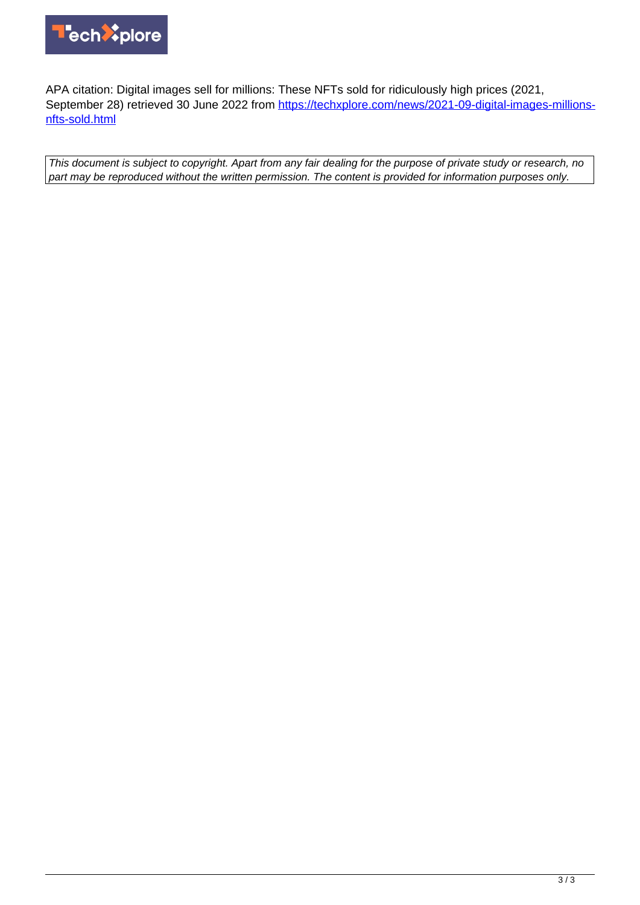APA citation: Digital images sell for millions: These NFTs sold for ridiculously high prices (2021, September 28) retrieved 30 June 2022 from https://techxplore.com/news/2021-09-digital-images-millions-nfts-sold.html

*This document is subject to copyright. Apart from any fair dealing for the purpose of private study or research, no part may be reproduced without the written permission. The content is provided for information purposes only.*